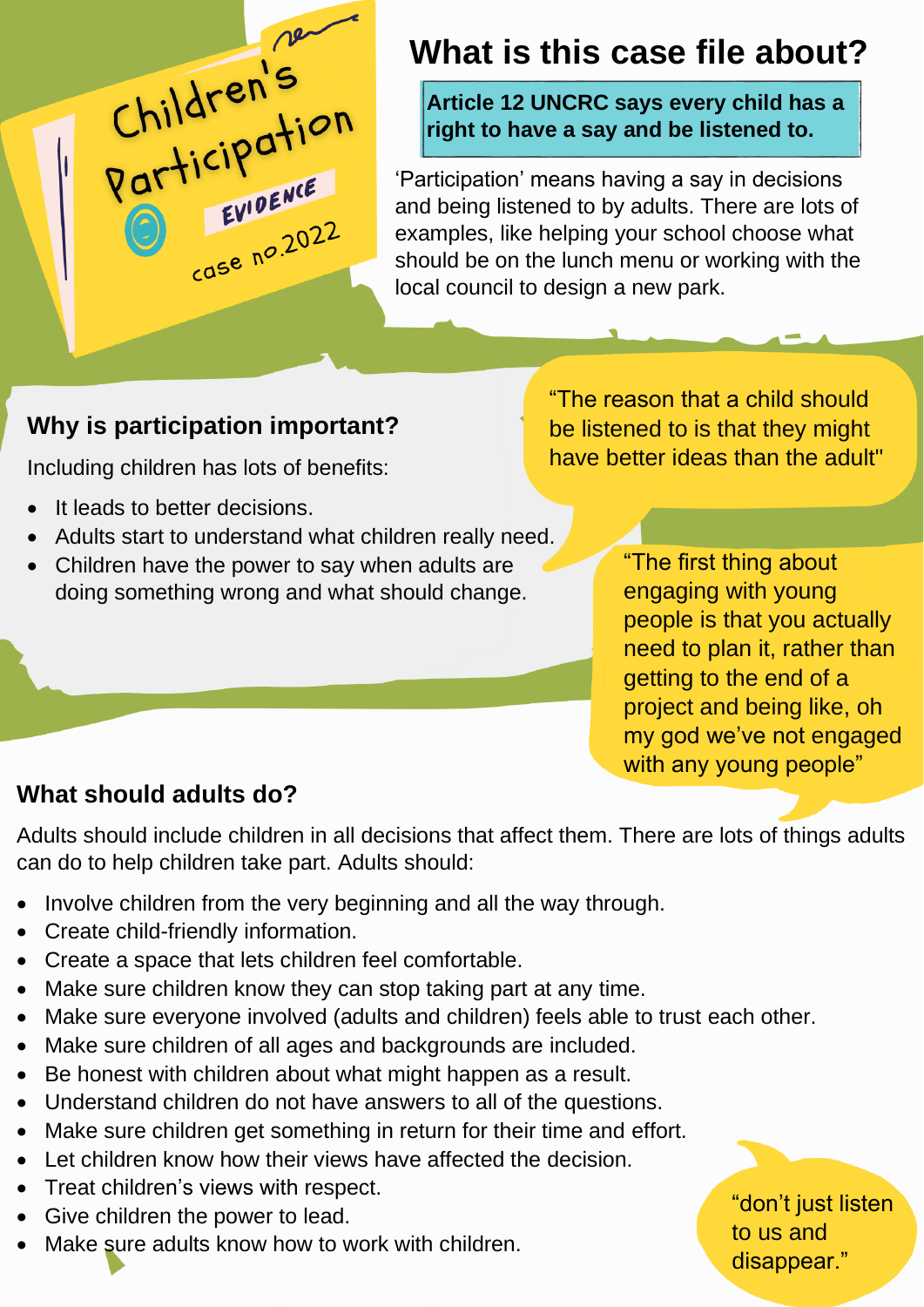Children's Participation

EVIDENCE

case no.2022

## What is this case file about?

**Article 12 UNCRC says every child has a right to have a say and be listened to.**

'Participation' means having a say in decisions and being listened to by adults. There are lots of examples, like helping your school choose what should be on the lunch menu or working with the local council to design a new park.

### Why is participation important?

Including children has lots of benefits:

- It leads to better decisions.
- Adults start to understand what children really need.
- Children have the power to say when adults are doing something wrong and what should change.

"The reason that a child should be listened to is that they might have better ideas than the adult"

"The first thing about engaging with young people is that you actually need to plan it, rather than getting to the end of a project and being like, oh my god we've not engaged with any young people"

### What should adults do?

Adults should include children in all decisions that affect them. There are lots of things adults can do to help children take part. Adults should:

- Involve children from the very beginning and all the way through.
- Create child-friendly information.
- Create a space that lets children feel comfortable.
- Make sure children know they can stop taking part at any time.
- Make sure everyone involved (adults and children) feels able to trust each other.
- Make sure children of all ages and backgrounds are included.
- Be honest with children about what might happen as a result.
- Understand children do not have answers to all of the questions.
- Make sure children get something in return for their time and effort.
- Let children know how their views have affected the decision.
- Treat children's views with respect.
- Give children the power to lead.
- Make sure adults know how to work with children.

"don't just listen to us and disappear."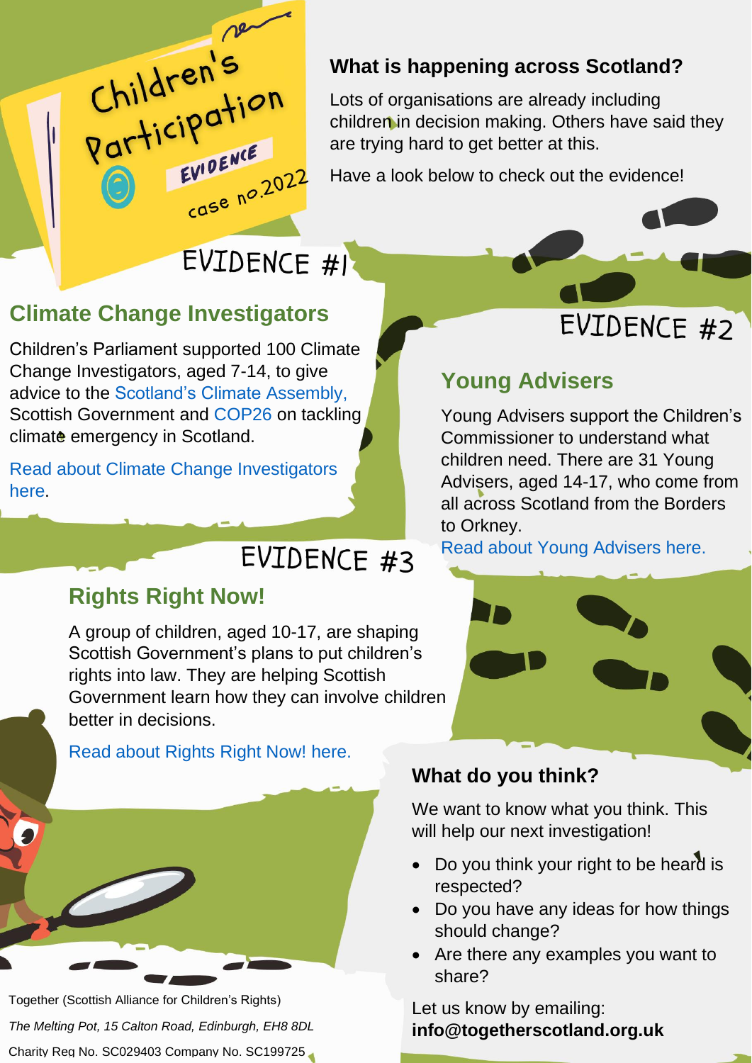Children's Participation

EVIDENCE

case no.2022

## What is happening across Scotland?

Lots of organisations are already including children in decision making. Others have said they are trying hard to get better at this.

Have a look below to check out the evidence!

EVIDENCE #1

## Climate Change Investigators

Children's Parliament supported 100 Climate Change Investigators, aged 7-14, to give advice to the Scotland's Climate Assembly, Scottish Government and COP26 on tackling climate emergency in Scotland.

Read about Climate Change Investigators here.

EVIDENCE #2

## Young Advisers

Young Advisers support the Children's Commissioner to understand what children need. There are 31 Young Advisers, aged 14-17, who come from all across Scotland from the Borders to Orkney.

Read about Young Advisers here.

EVIDENCE #3

## Rights Right Now!

A group of children, aged 10-17, are shaping Scottish Government's plans to put children's rights into law. They are helping Scottish Government learn how they can involve children better in decisions.

Read about Rights Right Now! here.

## What do you think?

We want to know what you think. This will help our next investigation!

- Do you think your right to be heard is respected?
- Do you have any ideas for how things should change?
- Are there any examples you want to share?

Let us know by emailing: **info@togetherscotland.org.uk**

Together (Scottish Alliance for Children's Rights)

*The Melting Pot, 15 Calton Road, Edinburgh, EH8 8DL*

Charity Reg No. SC029403 Company No. SC199725